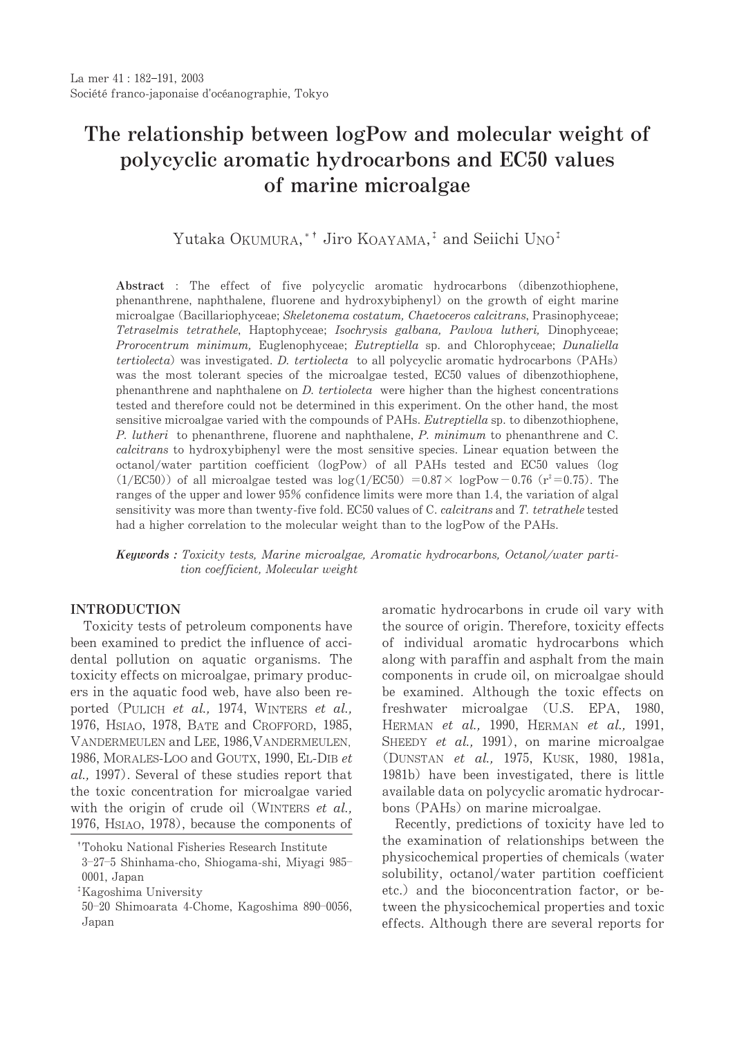# The relationship between logPow and molecular weight of polycyclic aromatic hydrocarbons and EC50 values of marine microalgae

Yutaka OKUMURA,[*†] Jiro KOAYAMA,[‡] and Seiichi UNO[‡]

**Abstract** : The effect of five polycyclic aromatic hydrocarbons (dibenzothiophene, phenanthrene, naphthalene, fluorene and hydroxybiphenyl) on the growth of eight marine microalgae (Bacillariophyceae; *Skeletonema costatum, Chaetoceros calcitrans*, Prasinophyceae; *Tetraselmis tetrathele*, Haptophyceae; *Isochrysis galbana, Pavlova lutheri,* Dinophyceae; *Prorocentrum minimum,* Euglenophyceae; *Eutreptiella* sp. and Chlorophyceae; *Dunaliella tertiolecta*) was investigated. *D. tertiolecta* to all polycyclic aromatic hydrocarbons (PAHs) was the most tolerant species of the microalgae tested, EC50 values of dibenzothiophene, phenanthrene and naphthalene on *D. tertiolecta* were higher than the highest concentrations tested and therefore could not be determined in this experiment. On the other hand, the most sensitive microalgae varied with the compounds of PAHs. *Eutreptiella* sp. to dibenzothiophene, *P. lutheri* to phenanthrene, fluorene and naphthalene, *P. minimum* to phenanthrene and C. *calcitrans* to hydroxybiphenyl were the most sensitive species. Linear equation between the octanol/water partition coefficient (logPow) of all PAHs tested and EC50 values (log (1/EC50)) of all microalgae tested was $\log(1/\mathrm{EC50}) = 0.87 \times \mathrm{logPow} - 0.76$ ($r^2 = 0.75$). The ranges of the upper and lower 95% confidence limits were more than 1.4, the variation of algal sensitivity was more than twenty-five fold. EC50 values of C. *calcitrans* and *T. tetrathele* tested had a higher correlation to the molecular weight than to the logPow of the PAHs.

***Keywords :*** *Toxicity tests, Marine microalgae, Aromatic hydrocarbons, Octanol/water partition coefficient, Molecular weight*

## INTRODUCTION

Toxicity tests of petroleum components have been examined to predict the influence of accidental pollution on aquatic organisms. The toxicity effects on microalgae, primary producers in the aquatic food web, have also been reported (PULICH *et al.,* 1974, WINTERS *et al.,* 1976, HSIAO, 1978, BATE and CROFFORD, 1985, VANDERMEULEN and LEE, 1986, VANDERMEULEN, 1986, MORALES-LOO and GOUTX, 1990, EL-DIB *et al.,* 1997). Several of these studies report that the toxic concentration for microalgae varied with the origin of crude oil (WINTERS *et al.,* 1976, HSIAO, 1978), because the components of aromatic hydrocarbons in crude oil vary with the source of origin. Therefore, toxicity effects of individual aromatic hydrocarbons which along with paraffin and asphalt from the main components in crude oil, on microalgae should be examined. Although the toxic effects on freshwater microalgae (U.S. EPA, 1980, HERMAN *et al.,* 1990, HERMAN *et al.,* 1991, SHEEDY *et al.,* 1991), on marine microalgae (DUNSTAN *et al.,* 1975, KUSK, 1980, 1981a, 1981b) have been investigated, there is little available data on polycyclic aromatic hydrocarbons (PAHs) on marine microalgae.

Recently, predictions of toxicity have led to the examination of relationships between the physicochemical properties of chemicals (water solubility, octanol/water partition coefficient etc.) and the bioconcentration factor, or between the physicochemical properties and toxic effects. Although there are several reports for

[†]Tohoku National Fisheries Research Institute
3–27–5 Shinhama-cho, Shiogama-shi, Miyagi 985–0001, Japan

[‡]Kagoshima University
50–20 Shimoarata 4-Chome, Kagoshima 890–0056, Japan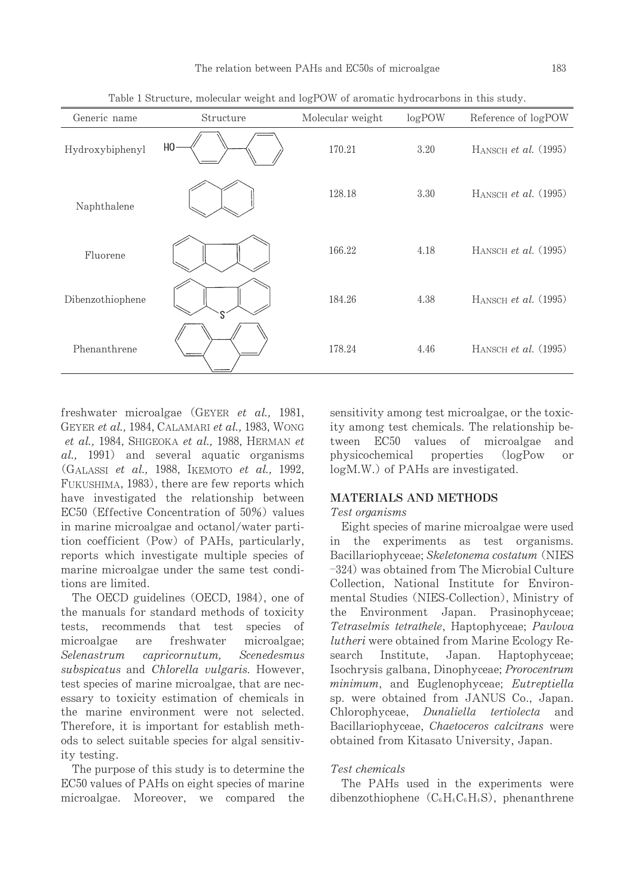Table 1 Structure, molecular weight and logPOW of aromatic hydrocarbons in this study.

| Generic name | Structure | Molecular weight | logPOW | Reference of logPOW |
|---|---|---|---|---|
| Hydroxybiphenyl | | 170.21 | 3.20 | HANSCH *et al.* (1995) |
| Naphthalene | | 128.18 | 3.30 | HANSCH *et al.* (1995) |
| Fluorene | | 166.22 | 4.18 | HANSCH *et al.* (1995) |
| Dibenzothiophene | | 184.26 | 4.38 | HANSCH *et al.* (1995) |
| Phenanthrene | | 178.24 | 4.46 | HANSCH *et al.* (1995) |

freshwater microalgae (GEYER *et al.,* 1981, GEYER *et al.,* 1984, CALAMARI *et al.,* 1983, WONG *et al.,* 1984, SHIGEOKA *et al.,* 1988, HERMAN *et al.,* 1991) and several aquatic organisms (GALASSI *et al.,* 1988, IKEMOTO *et al.,* 1992, FUKUSHIMA, 1983), there are few reports which have investigated the relationship between EC50 (Effective Concentration of 50%) values in marine microalgae and octanol/water partition coefficient (Pow) of PAHs, particularly, reports which investigate multiple species of marine microalgae under the same test conditions are limited.

The OECD guidelines (OECD, 1984), one of the manuals for standard methods of toxicity tests, recommends that test species of microalgae are freshwater microalgae; *Selenastrum capricornutum, Scenedesmus subspicatus* and *Chlorella vulgaris*. However, test species of marine microalgae, that are necessary to toxicity estimation of chemicals in the marine environment were not selected. Therefore, it is important for establish methods to select suitable species for algal sensitivity testing.

The purpose of this study is to determine the EC50 values of PAHs on eight species of marine microalgae. Moreover, we compared the sensitivity among test microalgae, or the toxicity among test chemicals. The relationship between EC50 values of microalgae and physicochemical properties (logPow or logM.W.) of PAHs are investigated.

## MATERIALS AND METHODS

### *Test organisms*

Eight species of marine microalgae were used in the experiments as test organisms. Bacillariophyceae; *Skeletonema costatum* (NIES–324) was obtained from The Microbial Culture Collection, National Institute for Environmental Studies (NIES-Collection), Ministry of the Environment Japan. Prasinophyceae; *Tetraselmis tetrathele*, Haptophyceae; *Pavlova lutheri* were obtained from Marine Ecology Research Institute, Japan. Haptophyceae; Isochrysis galbana, Dinophyceae; *Prorocentrum minimum*, and Euglenophyceae; *Eutreptiella* sp. were obtained from JANUS Co., Japan. Chlorophyceae, *Dunaliella tertiolecta* and Bacillariophyceae, *Chaetoceros calcitrans* were obtained from Kitasato University, Japan.

### *Test chemicals*

The PAHs used in the experiments were dibenzothiophene ($C_6H_4C_6H_4S$), phenanthrene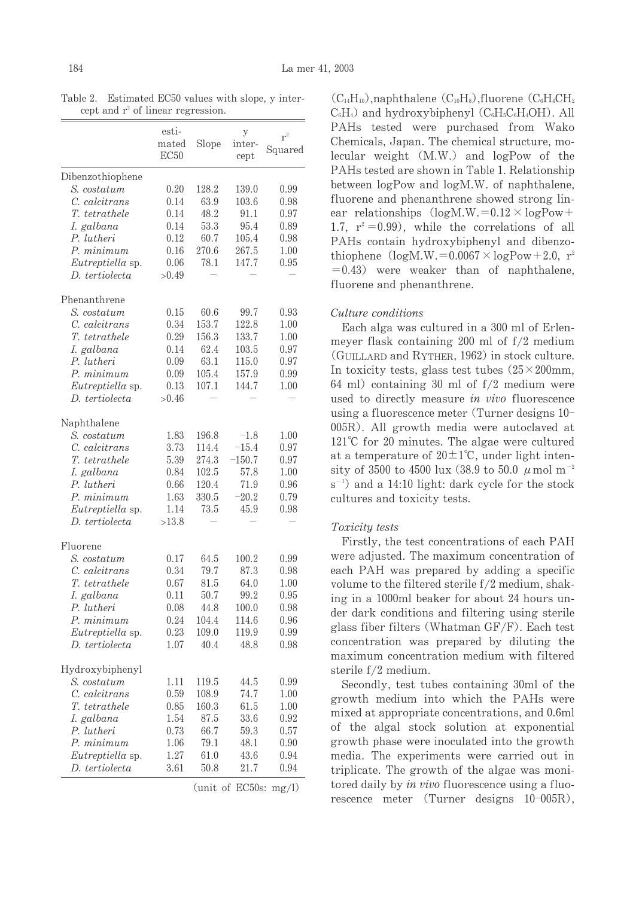Table 2. Estimated EC50 values with slope, y intercept and $r^2$ of linear regression.

| | estimated EC50 | Slope | y intercept | $r^2$ Squared |
|---|---|---|---|---|
| Dibenzothiophene | | | | |
| *S. costatum* | 0.20 | 128.2 | 139.0 | 0.99 |
| *C. calcitrans* | 0.14 | 63.9 | 103.6 | 0.98 |
| *T. tetrathele* | 0.14 | 48.2 | 91.1 | 0.97 |
| *I. galbana* | 0.14 | 53.3 | 95.4 | 0.89 |
| *P. lutheri* | 0.12 | 60.7 | 105.4 | 0.98 |
| *P. minimum* | 0.16 | 270.6 | 267.5 | 1.00 |
| *Eutreptiella* sp. | 0.06 | 78.1 | 147.7 | 0.95 |
| *D. tertiolecta* | >0.49 | – | – | – |
| Phenanthrene | | | | |
| *S. costatum* | 0.15 | 60.6 | 99.7 | 0.93 |
| *C. calcitrans* | 0.34 | 153.7 | 122.8 | 1.00 |
| *T. tetrathele* | 0.29 | 156.3 | 133.7 | 1.00 |
| *I. galbana* | 0.14 | 62.4 | 103.5 | 0.97 |
| *P. lutheri* | 0.09 | 63.1 | 115.0 | 0.97 |
| *P. minimum* | 0.09 | 105.4 | 157.9 | 0.99 |
| *Eutreptiella* sp. | 0.13 | 107.1 | 144.7 | 1.00 |
| *D. tertiolecta* | >0.46 | – | – | – |
| Naphthalene | | | | |
| *S. costatum* | 1.83 | 196.8 | −1.8 | 1.00 |
| *C. calcitrans* | 3.73 | 114.4 | −15.4 | 0.97 |
| *T. tetrathele* | 5.39 | 274.3 | −150.7 | 0.97 |
| *I. galbana* | 0.84 | 102.5 | 57.8 | 1.00 |
| *P. lutheri* | 0.66 | 120.4 | 71.9 | 0.96 |
| *P. minimum* | 1.63 | 330.5 | −20.2 | 0.79 |
| *Eutreptiella* sp. | 1.14 | 73.5 | 45.9 | 0.98 |
| *D. tertiolecta* | >13.8 | – | – | – |
| Fluorene | | | | |
| *S. costatum* | 0.17 | 64.5 | 100.2 | 0.99 |
| *C. calcitrans* | 0.34 | 79.7 | 87.3 | 0.98 |
| *T. tetrathele* | 0.67 | 81.5 | 64.0 | 1.00 |
| *I. galbana* | 0.11 | 50.7 | 99.2 | 0.95 |
| *P. lutheri* | 0.08 | 44.8 | 100.0 | 0.98 |
| *P. minimum* | 0.24 | 104.4 | 114.6 | 0.96 |
| *Eutreptiella* sp. | 0.23 | 109.0 | 119.9 | 0.99 |
| *D. tertiolecta* | 1.07 | 40.4 | 48.8 | 0.98 |
| Hydroxybiphenyl | | | | |
| *S. costatum* | 1.11 | 119.5 | 44.5 | 0.99 |
| *C. calcitrans* | 0.59 | 108.9 | 74.7 | 1.00 |
| *T. tetrathele* | 0.85 | 160.3 | 61.5 | 1.00 |
| *I. galbana* | 1.54 | 87.5 | 33.6 | 0.92 |
| *P. lutheri* | 0.73 | 66.7 | 59.3 | 0.57 |
| *P. minimum* | 1.06 | 79.1 | 48.1 | 0.90 |
| *Eutreptiella* sp. | 1.27 | 61.0 | 43.6 | 0.94 |
| *D. tertiolecta* | 3.61 | 50.8 | 21.7 | 0.94 |

(unit of EC50s: mg/l)

($C_{14}H_{10}$), naphthalene ($C_{10}H_8$), fluorene ($C_6H_4CH_2C_6H_4$) and hydroxybiphenyl ($C_6H_5C_6H_4OH$). All PAHs tested were purchased from Wako Chemicals, Japan. The chemical structure, molecular weight (M.W.) and logPow of the PAHs tested are shown in Table 1. Relationship between logPow and logM.W. of naphthalene, fluorene and phenanthrene showed strong linear relationships ($\log M.W. = 0.12 \times \log Pow + 1.7$, $r^2 = 0.99$), while the correlations of all PAHs contain hydroxybiphenyl and dibenzothiophene ($\log M.W. = 0.0067 \times \log Pow + 2.0$, $r^2 = 0.43$) were weaker than of naphthalene, fluorene and phenanthrene.

### *Culture conditions*

Each alga was cultured in a 300 ml of Erlenmeyer flask containing 200 ml of f/2 medium (Guillard and Ryther, 1962) in stock culture. In toxicity tests, glass test tubes (25×200mm, 64 ml) containing 30 ml of f/2 medium were used to directly measure *in vivo* fluorescence using a fluorescence meter (Turner designs 10–005R). All growth media were autoclaved at 121℃ for 20 minutes. The algae were cultured at a temperature of 20±1℃, under light intensity of 3500 to 4500 lux (38.9 to 50.0 $\mu$mol $m^{-2}$ $s^{-1}$) and a 14:10 light: dark cycle for the stock cultures and toxicity tests.

### *Toxicity tests*

Firstly, the test concentrations of each PAH were adjusted. The maximum concentration of each PAH was prepared by adding a specific volume to the filtered sterile f/2 medium, shaking in a 1000ml beaker for about 24 hours under dark conditions and filtering using sterile glass fiber filters (Whatman GF/F). Each test concentration was prepared by diluting the maximum concentration medium with filtered sterile f/2 medium.

Secondly, test tubes containing 30ml of the growth medium into which the PAHs were mixed at appropriate concentrations, and 0.6ml of the algal stock solution at exponential growth phase were inoculated into the growth media. The experiments were carried out in triplicate. The growth of the algae was monitored daily by *in vivo* fluorescence using a fluorescence meter (Turner designs 10–005R),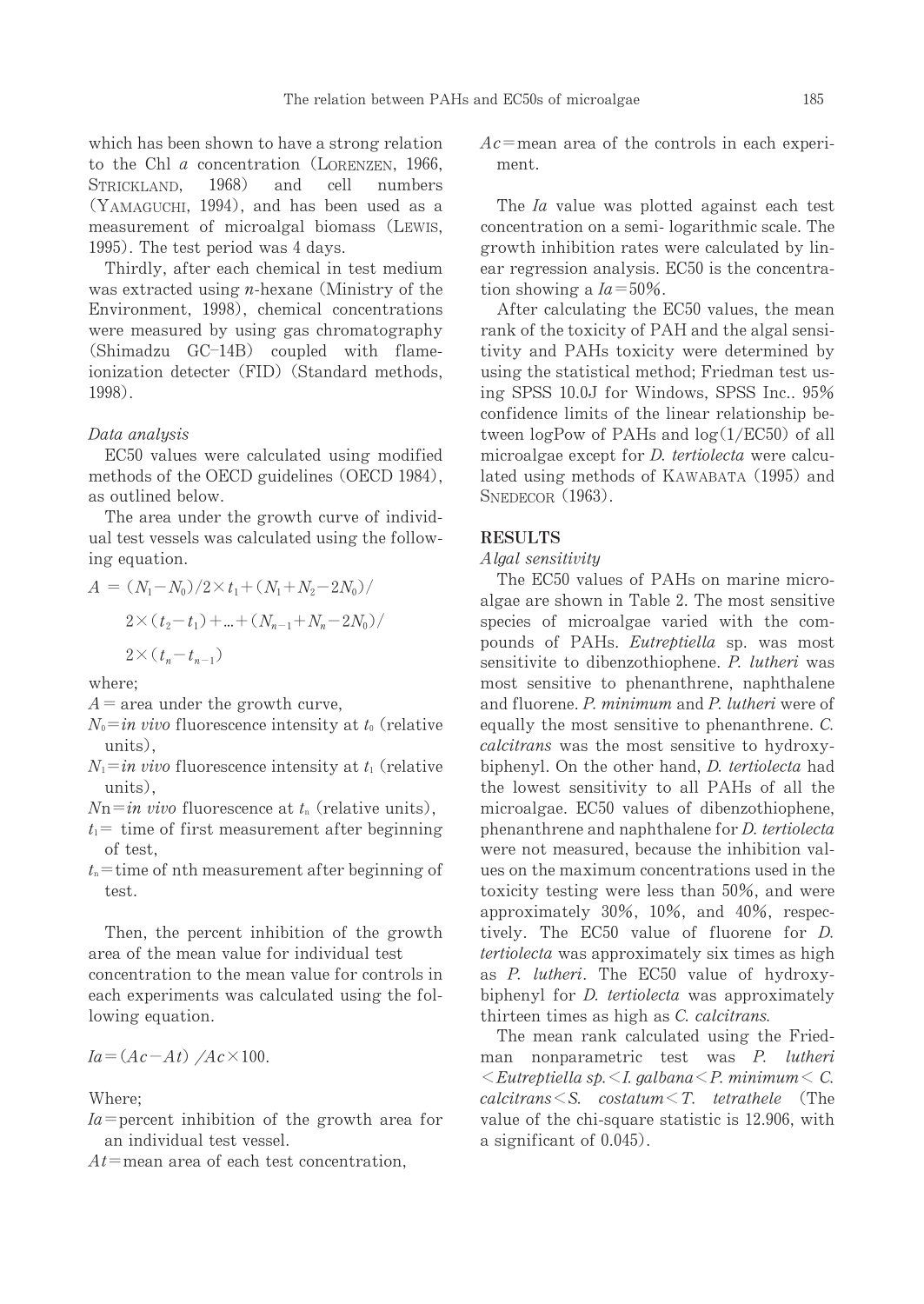which has been shown to have a strong relation to the Chl *a* concentration (LORENZEN, 1966, STRICKLAND, 1968) and cell numbers (YAMAGUCHI, 1994), and has been used as a measurement of microalgal biomass (LEWIS, 1995). The test period was 4 days.

Thirdly, after each chemical in test medium was extracted using *n*-hexane (Ministry of the Environment, 1998), chemical concentrations were measured by using gas chromatography (Shimadzu GC-14B) coupled with flame-ionization detecter (FID) (Standard methods, 1998).

*Data analysis*

EC50 values were calculated using modified methods of the OECD guidelines (OECD 1984), as outlined below.

The area under the growth curve of individual test vessels was calculated using the following equation.

$$A = (N_1 - N_0)/2 \times t_1 + (N_1 + N_2 - 2N_0)/2 \times (t_2 - t_1) + \ldots + (N_{n-1} + N_n - 2N_0)/2 \times (t_n - t_{n-1})$$

where;

$A$ = area under the growth curve,

$N_0$ = *in vivo* fluorescence intensity at $t_0$ (relative units),

$N_1$ = *in vivo* fluorescence intensity at $t_1$ (relative units),

$N_n$ = *in vivo* fluorescence at $t_n$ (relative units),

$t_1$ = time of first measurement after beginning of test,

$t_n$ = time of nth measurement after beginning of test.

Then, the percent inhibition of the growth area of the mean value for individual test concentration to the mean value for controls in each experiments was calculated using the following equation.

$$Ia = (Ac - At)/Ac \times 100.$$

Where;

$Ia$ = percent inhibition of the growth area for an individual test vessel.

$At$ = mean area of each test concentration,

$Ac$ = mean area of the controls in each experiment.

The $Ia$ value was plotted against each test concentration on a semi- logarithmic scale. The growth inhibition rates were calculated by linear regression analysis. EC50 is the concentration showing a $Ia = 50\%$.

After calculating the EC50 values, the mean rank of the toxicity of PAH and the algal sensitivity and PAHs toxicity were determined by using the statistical method; Friedman test using SPSS 10.0J for Windows, SPSS Inc.. 95% confidence limits of the linear relationship between logPow of PAHs and log(1/EC50) of all microalgae except for *D. tertiolecta* were calculated using methods of KAWABATA (1995) and SNEDECOR (1963).

## RESULTS

*Algal sensitivity*

The EC50 values of PAHs on marine microalgae are shown in Table 2. The most sensitive species of microalgae varied with the compounds of PAHs. *Eutreptiella* sp. was most sensitivite to dibenzothiophene. *P. lutheri* was most sensitive to phenanthrene, naphthalene and fluorene. *P. minimum* and *P. lutheri* were of equally the most sensitive to phenanthrene. *C. calcitrans* was the most sensitive to hydroxybiphenyl. On the other hand, *D. tertiolecta* had the lowest sensitivity to all PAHs of all the microalgae. EC50 values of dibenzothiophene, phenanthrene and naphthalene for *D. tertiolecta* were not measured, because the inhibition values on the maximum concentrations used in the toxicity testing were less than 50%, and were approximately 30%, 10%, and 40%, respectively. The EC50 value of fluorene for *D. tertiolecta* was approximately six times as high as *P. lutheri*. The EC50 value of hydroxybiphenyl for *D. tertiolecta* was approximately thirteen times as high as *C. calcitrans*.

The mean rank calculated using the Friedman nonparametric test was *P. lutheri* < *Eutreptiella sp.* < *I. galbana* < *P. minimum* < *C. calcitrans* < *S. costatum* < *T. tetrathele* (The value of the chi-square statistic is 12.906, with a significant of 0.045).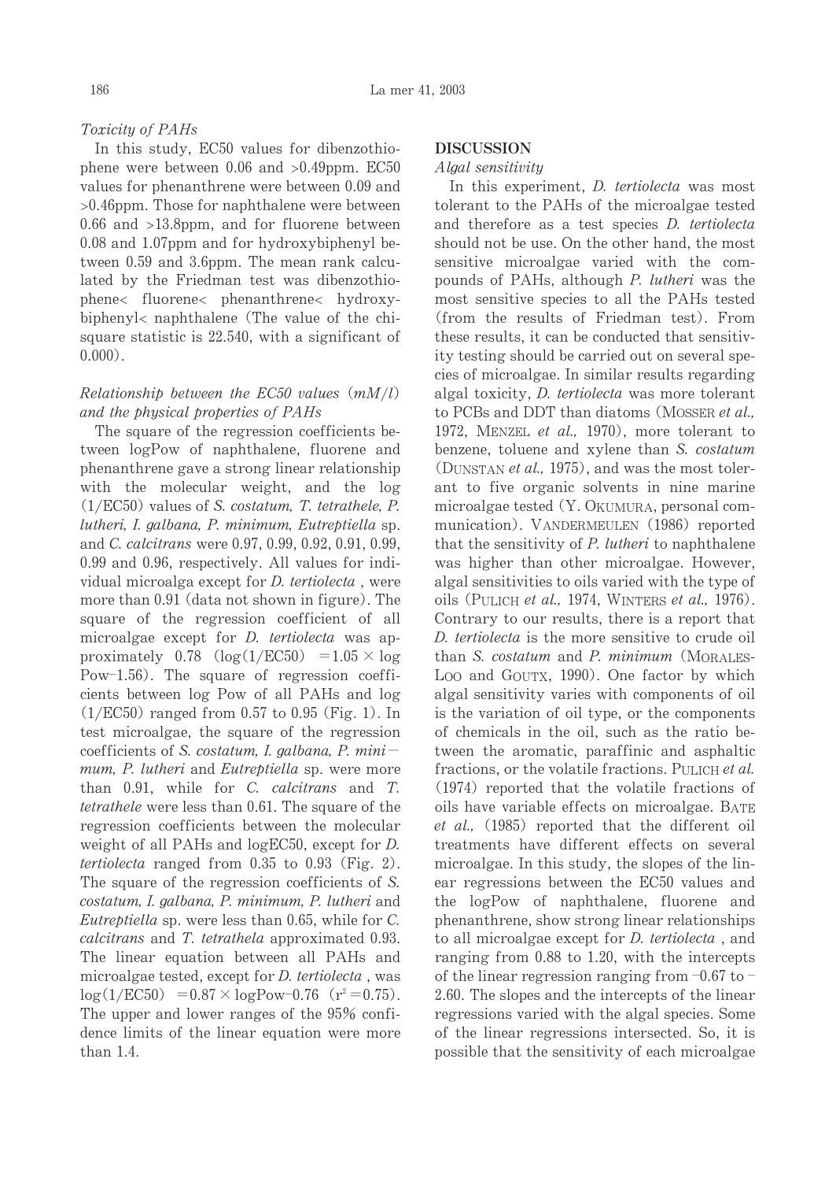*Toxicity of PAHs*

In this study, EC50 values for dibenzothiophene were between 0.06 and >0.49ppm. EC50 values for phenanthrene were between 0.09 and >0.46ppm. Those for naphthalene were between 0.66 and >13.8ppm, and for fluorene between 0.08 and 1.07ppm and for hydroxybiphenyl between 0.59 and 3.6ppm. The mean rank calculated by the Friedman test was dibenzothiophene< fluorene< phenanthrene< hydroxybiphenyl< naphthalene (The value of the chi-square statistic is 22.540, with a significant of 0.000).

*Relationship between the EC50 values (mM/l) and the physical properties of PAHs*

The square of the regression coefficients between logPow of naphthalene, fluorene and phenanthrene gave a strong linear relationship with the molecular weight, and the log (1/EC50) values of *S. costatum, T. tetrathele, P. lutheri, I. galbana, P. minimum, Eutreptiella* sp. and *C. calcitrans* were 0.97, 0.99, 0.92, 0.91, 0.99, 0.99 and 0.96, respectively. All values for individual microalga except for *D. tertiolecta* , were more than 0.91 (data not shown in figure). The square of the regression coefficient of all microalgae except for *D. tertiolecta* was approximately 0.78 ($\log(1/EC50) = 1.05 \times \log Pow - 1.56$). The square of regression coefficients between log Pow of all PAHs and log (1/EC50) ranged from 0.57 to 0.95 (Fig. 1). In test microalgae, the square of the regression coefficients of *S. costatum, I. galbana, P. minimum, P. lutheri* and *Eutreptiella* sp. were more than 0.91, while for *C. calcitrans* and *T. tetrathele* were less than 0.61. The square of the regression coefficients between the molecular weight of all PAHs and logEC50, except for *D. tertiolecta* ranged from 0.35 to 0.93 (Fig. 2). The square of the regression coefficients of *S. costatum, I. galbana, P. minimum, P. lutheri* and *Eutreptiella* sp. were less than 0.65, while for *C. calcitrans* and *T. tetrathela* approximated 0.93. The linear equation between all PAHs and microalgae tested, except for *D. tertiolecta* , was $\log(1/EC50) = 0.87 \times \log Pow - 0.76$ ($r^2 = 0.75$). The upper and lower ranges of the 95% confidence limits of the linear equation were more than 1.4.

## DISCUSSION

*Algal sensitivity*

In this experiment, *D. tertiolecta* was most tolerant to the PAHs of the microalgae tested and therefore as a test species *D. tertiolecta* should not be use. On the other hand, the most sensitive microalgae varied with the compounds of PAHs, although *P. lutheri* was the most sensitive species to all the PAHs tested (from the results of Friedman test). From these results, it can be conducted that sensitivity testing should be carried out on several species of microalgae. In similar results regarding algal toxicity, *D. tertiolecta* was more tolerant to PCBs and DDT than diatoms (Mosser *et al.,* 1972, Menzel *et al.,* 1970), more tolerant to benzene, toluene and xylene than *S. costatum* (Dunstan *et al.,* 1975), and was the most tolerant to five organic solvents in nine marine microalgae tested (Y. Okumura, personal communication). Vandermeulen (1986) reported that the sensitivity of *P. lutheri* to naphthalene was higher than other microalgae. However, algal sensitivities to oils varied with the type of oils (Pulich *et al.,* 1974, Winters *et al.,* 1976). Contrary to our results, there is a report that *D. tertiolecta* is the more sensitive to crude oil than *S. costatum* and *P. minimum* (Morales-Loo and Goutx, 1990). One factor by which algal sensitivity varies with components of oil is the variation of oil type, or the components of chemicals in the oil, such as the ratio between the aromatic, paraffinic and asphaltic fractions, or the volatile fractions. Pulich *et al.* (1974) reported that the volatile fractions of oils have variable effects on microalgae. Bate *et al.,* (1985) reported that the different oil treatments have different effects on several microalgae. In this study, the slopes of the linear regressions between the EC50 values and the logPow of naphthalene, fluorene and phenanthrene, show strong linear relationships to all microalgae except for *D. tertiolecta* , and ranging from 0.88 to 1.20, with the intercepts of the linear regression ranging from −0.67 to −2.60. The slopes and the intercepts of the linear regressions varied with the algal species. Some of the linear regressions intersected. So, it is possible that the sensitivity of each microalgae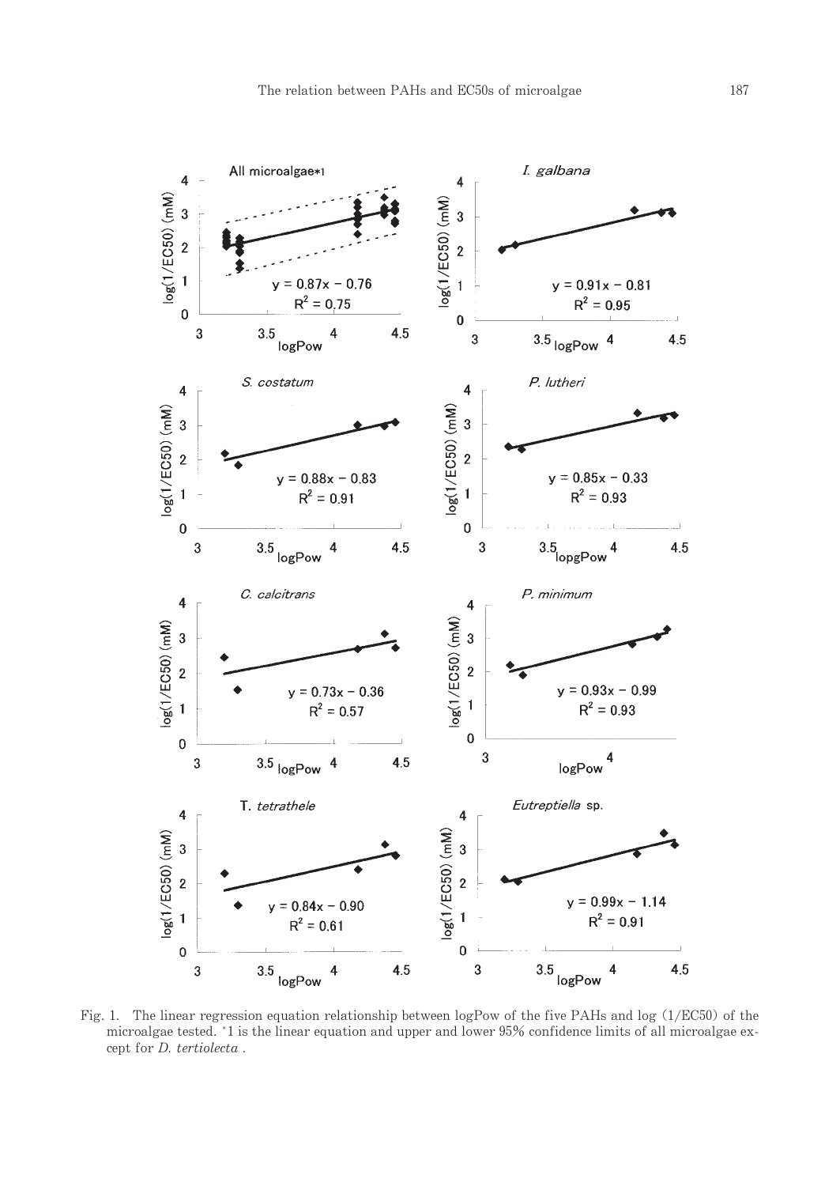Fig. 1. The linear regression equation relationship between logPow of the five PAHs and log (1/EC50) of the microalgae tested. *1 is the linear equation and upper and lower 95% confidence limits of all microalgae except for *D. tertiolecta* .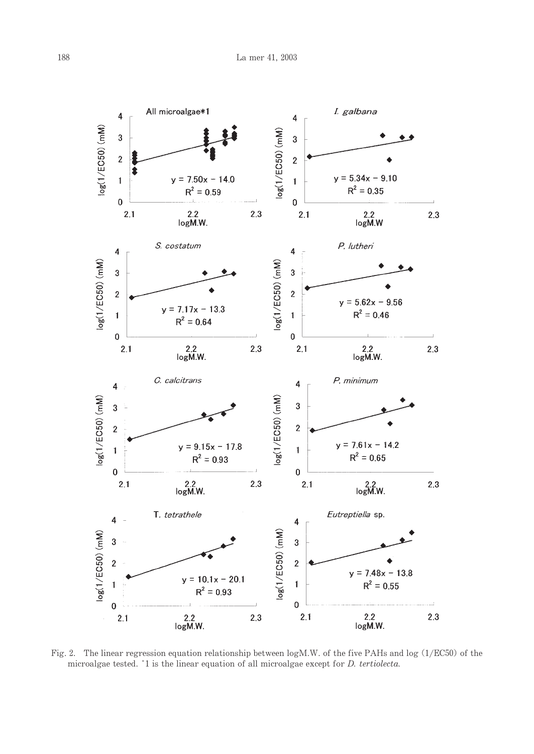Fig. 2. The linear regression equation relationship between logM.W. of the five PAHs and log (1/EC50) of the microalgae tested. *1 is the linear equation of all microalgae except for *D. tertiolecta*.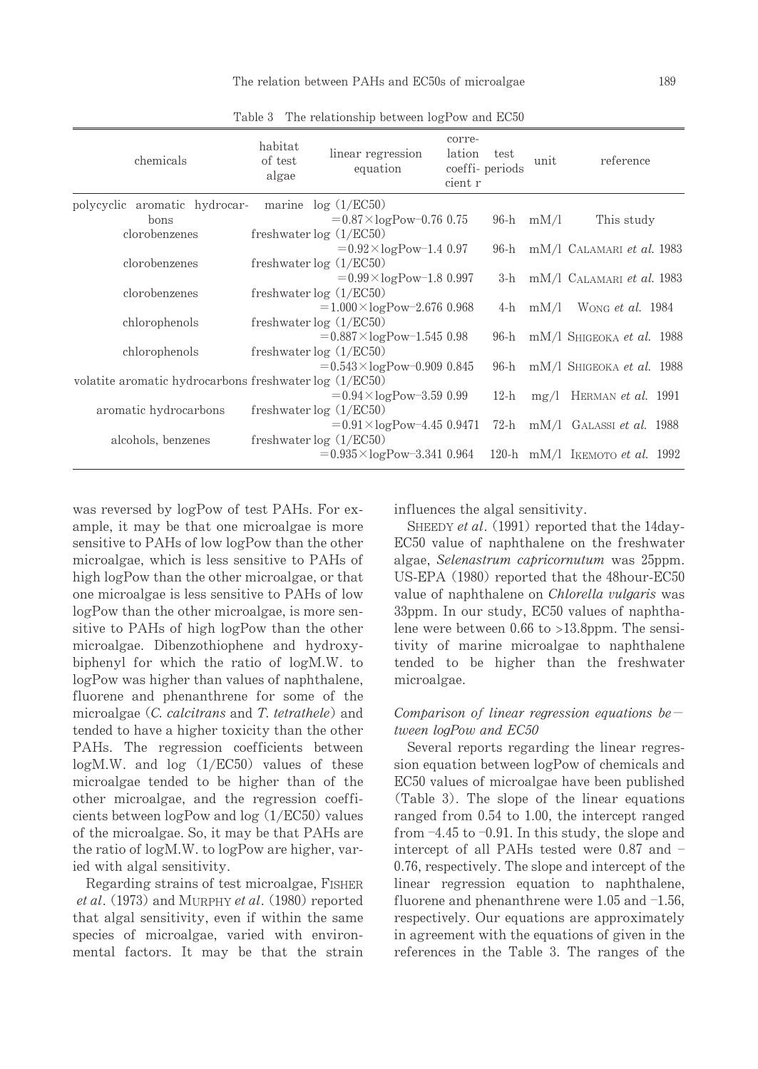Table 3 The relationship between logPow and EC50

| chemicals | habitat of test algae | linear regression equation | correlation coefficient r | test periods | unit | reference |
|---|---|---|---|---|---|---|
| polycyclic aromatic hydrocarbons | marine | $\log(1/EC50) = 0.87 \times \log Pow - 0.76$ | 0.75 | 96-h | mM/l | This study |
| clorobenzenes | freshwater | $\log(1/EC50) = 0.92 \times \log Pow - 1.4$ | 0.97 | 96-h | mM/l | CALAMARI *et al.* 1983 |
| clorobenzenes | freshwater | $\log(1/EC50) = 0.99 \times \log Pow - 1.8$ | 0.997 | 3-h | mM/l | CALAMARI *et al.* 1983 |
| clorobenzenes | freshwater | $\log(1/EC50) = 1.000 \times \log Pow - 2.676$ | 0.968 | 4-h | mM/l | WONG *et al.* 1984 |
| chlorophenols | freshwater | $\log(1/EC50) = 0.887 \times \log Pow - 1.545$ | 0.98 | 96-h | mM/l | SHIGEOKA *et al.* 1988 |
| chlorophenols | freshwater | $\log(1/EC50) = 0.543 \times \log Pow - 0.909$ | 0.845 | 96-h | mM/l | SHIGEOKA *et al.* 1988 |
| volatite aromatic hydrocarbons | freshwater | $\log(1/EC50) = 0.94 \times \log Pow - 3.59$ | 0.99 | 12-h | mg/l | HERMAN *et al.* 1991 |
| aromatic hydrocarbons | freshwater | $\log(1/EC50) = 0.91 \times \log Pow - 4.45$ | 0.9471 | 72-h | mM/l | GALASSI *et al.* 1988 |
| alcohols, benzenes | freshwater | $\log(1/EC50) = 0.935 \times \log Pow - 3.341$ | 0.964 | 120-h | mM/l | IKEMOTO *et al.* 1992 |

was reversed by logPow of test PAHs. For example, it may be that one microalgae is more sensitive to PAHs of low logPow than the other microalgae, which is less sensitive to PAHs of high logPow than the other microalgae, or that one microalgae is less sensitive to PAHs of low logPow than the other microalgae, is more sensitive to PAHs of high logPow than the other microalgae. Dibenzothiophene and hydroxybiphenyl for which the ratio of logM.W. to logPow was higher than values of naphthalene, fluorene and phenanthrene for some of the microalgae (*C. calcitrans* and *T. tetrathele*) and tended to have a higher toxicity than the other PAHs. The regression coefficients between logM.W. and log (1/EC50) values of these microalgae tended to be higher than of the other microalgae, and the regression coefficients between logPow and log (1/EC50) values of the microalgae. So, it may be that PAHs are the ratio of logM.W. to logPow are higher, varied with algal sensitivity.

Regarding strains of test microalgae, FISHER *et al*. (1973) and MURPHY *et al*. (1980) reported that algal sensitivity, even if within the same species of microalgae, varied with environmental factors. It may be that the strain influences the algal sensitivity.

SHEEDY *et al*. (1991) reported that the 14day-EC50 value of naphthalene on the freshwater algae, *Selenastrum capricornutum* was 25ppm. US-EPA (1980) reported that the 48hour-EC50 value of naphthalene on *Chlorella vulgaris* was 33ppm. In our study, EC50 values of naphthalene were between 0.66 to >13.8ppm. The sensitivity of marine microalgae to naphthalene tended to be higher than the freshwater microalgae.

### *Comparison of linear regression equations between logPow and EC50*

Several reports regarding the linear regression equation between logPow of chemicals and EC50 values of microalgae have been published (Table 3). The slope of the linear equations ranged from 0.54 to 1.00, the intercept ranged from −4.45 to −0.91. In this study, the slope and intercept of all PAHs tested were 0.87 and −0.76, respectively. The slope and intercept of the linear regression equation to naphthalene, fluorene and phenanthrene were 1.05 and −1.56, respectively. Our equations are approximately in agreement with the equations of given in the references in the Table 3. The ranges of the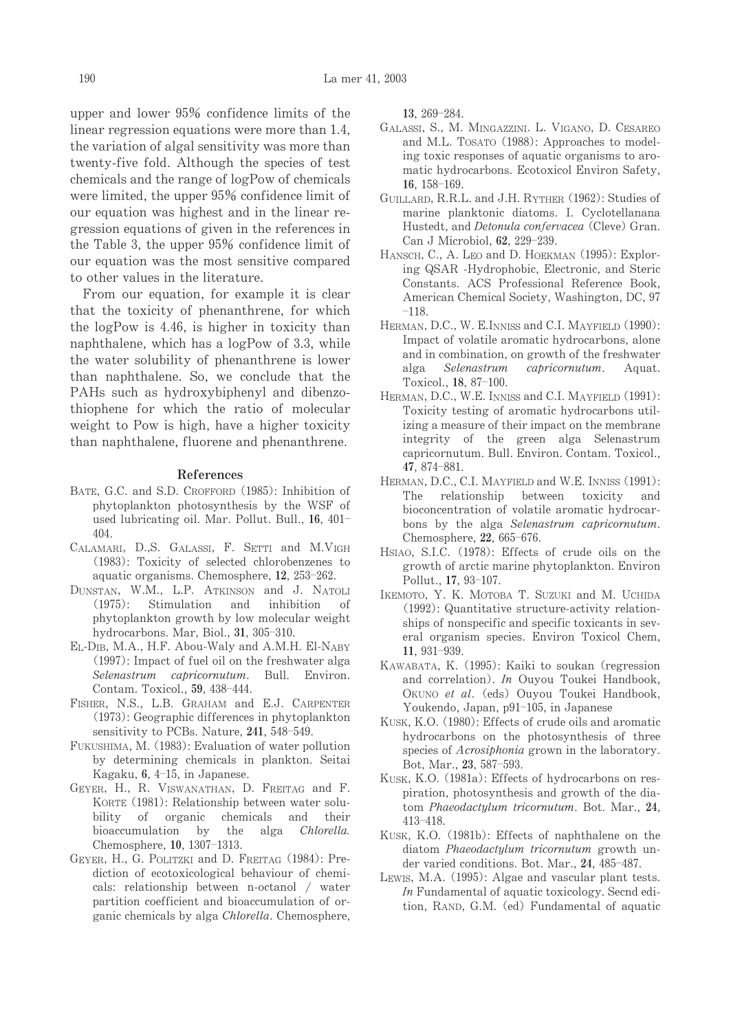upper and lower 95% confidence limits of the linear regression equations were more than 1.4, the variation of algal sensitivity was more than twenty-five fold. Although the species of test chemicals and the range of logPow of chemicals were limited, the upper 95% confidence limit of our equation was highest and in the linear regression equations of given in the references in the Table 3, the upper 95% confidence limit of our equation was the most sensitive compared to other values in the literature.

From our equation, for example it is clear that the toxicity of phenanthrene, for which the logPow is 4.46, is higher in toxicity than naphthalene, which has a logPow of 3.3, while the water solubility of phenanthrene is lower than naphthalene. So, we conclude that the PAHs such as hydroxybiphenyl and dibenzothiophene for which the ratio of molecular weight to Pow is high, have a higher toxicity than naphthalene, fluorene and phenanthrene.

## References

BATE, G.C. and S.D. CROFFORD (1985): Inhibition of phytoplankton photosynthesis by the WSF of used lubricating oil. Mar. Pollut. Bull., **16**, 401–404.

CALAMARI, D.,S. GALASSI, F. SETTI and M.VIGH (1983): Toxicity of selected chlorobenzenes to aquatic organisms. Chemosphere, **12**, 253–262.

DUNSTAN, W.M., L.P. ATKINSON and J. NATOLI (1975): Stimulation and inhibition of phytoplankton growth by low molecular weight hydrocarbons. Mar, Biol., **31**, 305–310.

EL-DIB, M.A., H.F. Abou-Waly and A.M.H. El-NABY (1997): Impact of fuel oil on the freshwater alga *Selenastrum capricornutum*. Bull. Environ. Contam. Toxicol., **59**, 438–444.

FISHER, N.S., L.B. GRAHAM and E.J. CARPENTER (1973): Geographic differences in phytoplankton sensitivity to PCBs. Nature, **241**, 548–549.

FUKUSHIMA, M. (1983): Evaluation of water pollution by determining chemicals in plankton. Seitai Kagaku, **6**, 4–15, in Japanese.

GEYER, H., R. VISWANATHAN, D. FREITAG and F. KORTE (1981): Relationship between water solubility of organic chemicals and their bioaccumulation by the alga *Chlorella.* Chemosphere, **10**, 1307–1313.

GEYER, H., G. POLITZKI and D. FREITAG (1984): Prediction of ecotoxicological behaviour of chemicals: relationship between n-octanol / water partition coefficient and bioaccumulation of organic chemicals by alga *Chlorella*. Chemosphere, **13**, 269–284.

GALASSI, S., M. MINGAZZINI. L. VIGANO, D. CESAREO and M.L. TOSATO (1988): Approaches to modeling toxic responses of aquatic organisms to aromatic hydrocarbons. Ecotoxicol Environ Safety, **16**, 158–169.

GUILLARD, R.R.L. and J.H. RYTHER (1962): Studies of marine planktonic diatoms. I. Cyclotellanana Hustedt, and *Detonula confervacea* (Cleve) Gran. Can J Microbiol, **62**, 229–239.

HANSCH, C., A. LEO and D. HOEKMAN (1995): Exploring QSAR -Hydrophobic, Electronic, and Steric Constants. ACS Professional Reference Book, American Chemical Society, Washington, DC, 97–118.

HERMAN, D.C., W. E.INNISS and C.I. MAYFIELD (1990): Impact of volatile aromatic hydrocarbons, alone and in combination, on growth of the freshwater alga *Selenastrum capricornutum*. Aquat. Toxicol., **18**, 87–100.

HERMAN, D.C., W.E. INNISS and C.I. MAYFIELD (1991): Toxicity testing of aromatic hydrocarbons utilizing a measure of their impact on the membrane integrity of the green alga Selenastrum capricornutum. Bull. Environ. Contam. Toxicol., **47**, 874–881.

HERMAN, D.C., C.I. MAYFIELD and W.E. INNISS (1991): The relationship between toxicity and bioconcentration of volatile aromatic hydrocarbons by the alga *Selenastrum capricornutum*. Chemosphere, **22**, 665–676.

HSIAO, S.I.C. (1978): Effects of crude oils on the growth of arctic marine phytoplankton. Environ Pollut., **17**, 93–107.

IKEMOTO, Y. K. MOTOBA T. SUZUKI and M. UCHIDA (1992): Quantitative structure-activity relationships of nonspecific and specific toxicants in several organism species. Environ Toxicol Chem, **11**, 931–939.

KAWABATA, K. (1995): Kaiki to soukan (regression and correlation). *In* Ouyou Toukei Handbook, OKUNO *et al*. (eds) Ouyou Toukei Handbook, Youkendo, Japan, p91–105, in Japanese

KUSK, K.O. (1980): Effects of crude oils and aromatic hydrocarbons on the photosynthesis of three species of *Acrosiphonia* grown in the laboratory. Bot, Mar., **23**, 587–593.

KUSK, K.O. (1981a): Effects of hydrocarbons on respiration, photosynthesis and growth of the diatom *Phaeodactylum tricornutum*. Bot. Mar., **24**, 413–418.

KUSK, K.O. (1981b): Effects of naphthalene on the diatom *Phaeodactylum tricornutum* growth under varied conditions. Bot. Mar., **24**, 485–487.

LEWIS, M.A. (1995): Algae and vascular plant tests. *In* Fundamental of aquatic toxicology. Secnd edition, RAND, G.M. (ed) Fundamental of aquatic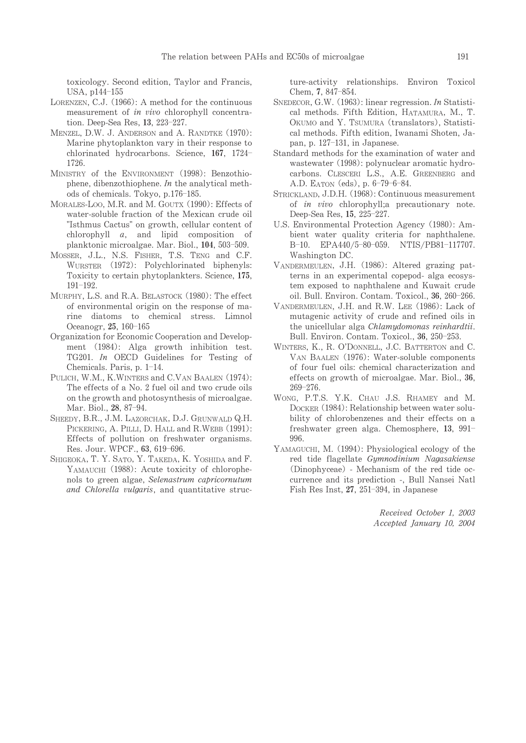toxicology. Second edition, Taylor and Francis, USA, p144–155

LORENZEN, C.J. (1966): A method for the continuous measurement of *in vivo* chlorophyll concentration. Deep-Sea Res, **13**, 223–227.

MENZEL, D.W. J. ANDERSON and A. RANDTKE (1970): Marine phytoplankton vary in their response to chlorinated hydrocarbons. Science, **167**, 1724–1726.

MINISTRY of the ENVIRONMENT (1998): Benzothiophene, dibenzothiophene. *In* the analytical methods of chemicals. Tokyo, p.176–185.

MORALES-LOO, M.R. and M. GOUTX (1990): Effects of water-soluble fraction of the Mexican crude oil "Isthmus Cactus" on growth, cellular content of chlorophyll *a*, and lipid composition of planktonic microalgae. Mar. Biol., **104**, 503–509.

MOSSER, J.L., N.S. FISHER, T.S. TENG and C.F. WURSTER (1972): Polychlorinated biphenyls: Toxicity to certain phytoplankters. Science, **175**, 191–192.

MURPHY, L.S. and R.A. BELASTOCK (1980): The effect of environmental origin on the response of marine diatoms to chemical stress. Limnol Oceanogr, **25**, 160–165

Organization for Economic Cooperation and Development (1984): Alga growth inhibition test. TG201. *In* OECD Guidelines for Testing of Chemicals. Paris, p. 1–14.

PULICH, W.M., K.WINTERS and C.VAN BAALEN (1974): The effects of a No. 2 fuel oil and two crude oils on the growth and photosynthesis of microalgae. Mar. Biol., **28**, 87–94.

SHEEDY, B.R., J.M. LAZORCHAK, D.J. GRUNWALD Q.H. PICKERING, A. PILLI, D. HALL and R.WEBB (1991): Effects of pollution on freshwater organisms. Res. Jour. WPCF., **63**, 619–696.

SHIGEOKA, T. Y. SATO, Y. TAKEDA, K. YOSHIDA and F. YAMAUCHI (1988): Acute toxicity of chlorophenols to green algae, *Selenastrum capricornutum and Chlorella vulgaris*, and quantitative structure-activity relationships. Environ Toxicol Chem, **7**, 847–854.

SNEDECOR, G.W. (1963): linear regression. *In* Statistical methods. Fifth Edition, HATAMURA, M., T. OKUMO and Y. TSUMURA (translators), Statistical methods. Fifth edition, Iwanami Shoten, Japan, p. 127–131, in Japanese.

Standard methods for the examination of water and wastewater (1998): polynuclear aromatic hydrocarbons. CLESCERI L.S., A.E. GREENBERG and A.D. EATON (eds), p. 6–79–6–84.

STRICKLAND, J.D.H. (1968): Continuous measurement of *in vivo* chlorophyll;a precautionary note. Deep-Sea Res, **15**, 225–227.

U.S. Environmental Protection Agency (1980): Ambient water quality criteria for naphthalene. B–10. EPA440/5–80–059. NTIS/PB81–117707. Washington DC.

VANDERMEULEN, J.H. (1986): Altered grazing patterns in an experimental copepod- alga ecosystem exposed to naphthalene and Kuwait crude oil. Bull. Environ. Contam. Toxicol., **36**, 260–266.

VANDERMEULEN, J.H. and R.W. LEE (1986): Lack of mutagenic activity of crude and refined oils in the unicellular alga *Chlamydomonas reinhardtii*. Bull. Environ. Contam. Toxicol., **36**, 250–253.

WINTERS, K., R. O'DONNELL, J.C. BATTERTON and C. VAN BAALEN (1976): Water-soluble components of four fuel oils: chemical characterization and effects on growth of microalgae. Mar. Biol., **36**, 269–276.

WONG, P.T.S. Y.K. CHAU J.S. RHAMEY and M. DOCKER (1984): Relationship between water solubility of chlorobenzenes and their effects on a freshwater green alga. Chemosphere, **13**, 991–996.

YAMAGUCHI, M. (1994): Physiological ecology of the red tide flagellate *Gymnodinium Nagasakiense* (Dinophyceae) - Mechanism of the red tide occurrence and its prediction -, Bull Nansei Natl Fish Res Inst, **27**, 251–394, in Japanese

*Received October 1, 2003*
*Accepted January 10, 2004*